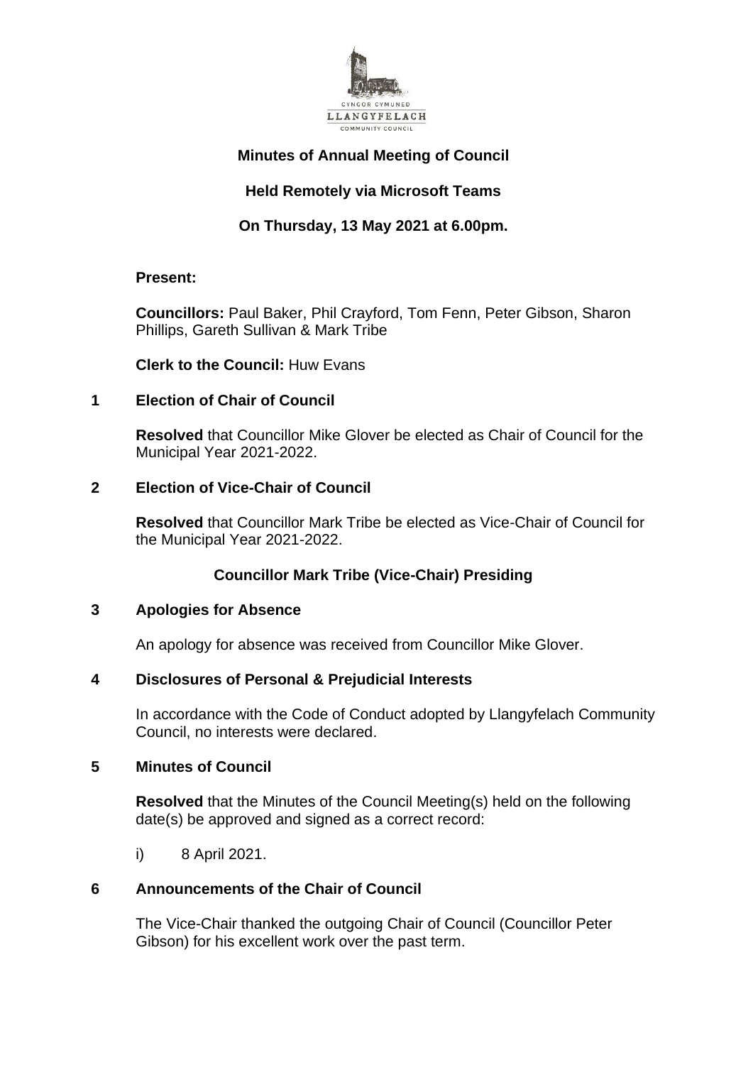# Minutes of Annual Meeting of Council

## Held Remotely via Microsoft Teams

## On Thursday, 13 May 2021 at 6.00pm.

**Present:**

**Councillors:** Paul Baker, Phil Crayford, Tom Fenn, Peter Gibson, Sharon Phillips, Gareth Sullivan & Mark Tribe

**Clerk to the Council:** Huw Evans

### 1 Election of Chair of Council

**Resolved** that Councillor Mike Glover be elected as Chair of Council for the Municipal Year 2021-2022.

### 2 Election of Vice-Chair of Council

**Resolved** that Councillor Mark Tribe be elected as Vice-Chair of Council for the Municipal Year 2021-2022.

**Councillor Mark Tribe (Vice-Chair) Presiding**

### 3 Apologies for Absence

An apology for absence was received from Councillor Mike Glover.

### 4 Disclosures of Personal & Prejudicial Interests

In accordance with the Code of Conduct adopted by Llangyfelach Community Council, no interests were declared.

### 5 Minutes of Council

**Resolved** that the Minutes of the Council Meeting(s) held on the following date(s) be approved and signed as a correct record:

i) 8 April 2021.

### 6 Announcements of the Chair of Council

The Vice-Chair thanked the outgoing Chair of Council (Councillor Peter Gibson) for his excellent work over the past term.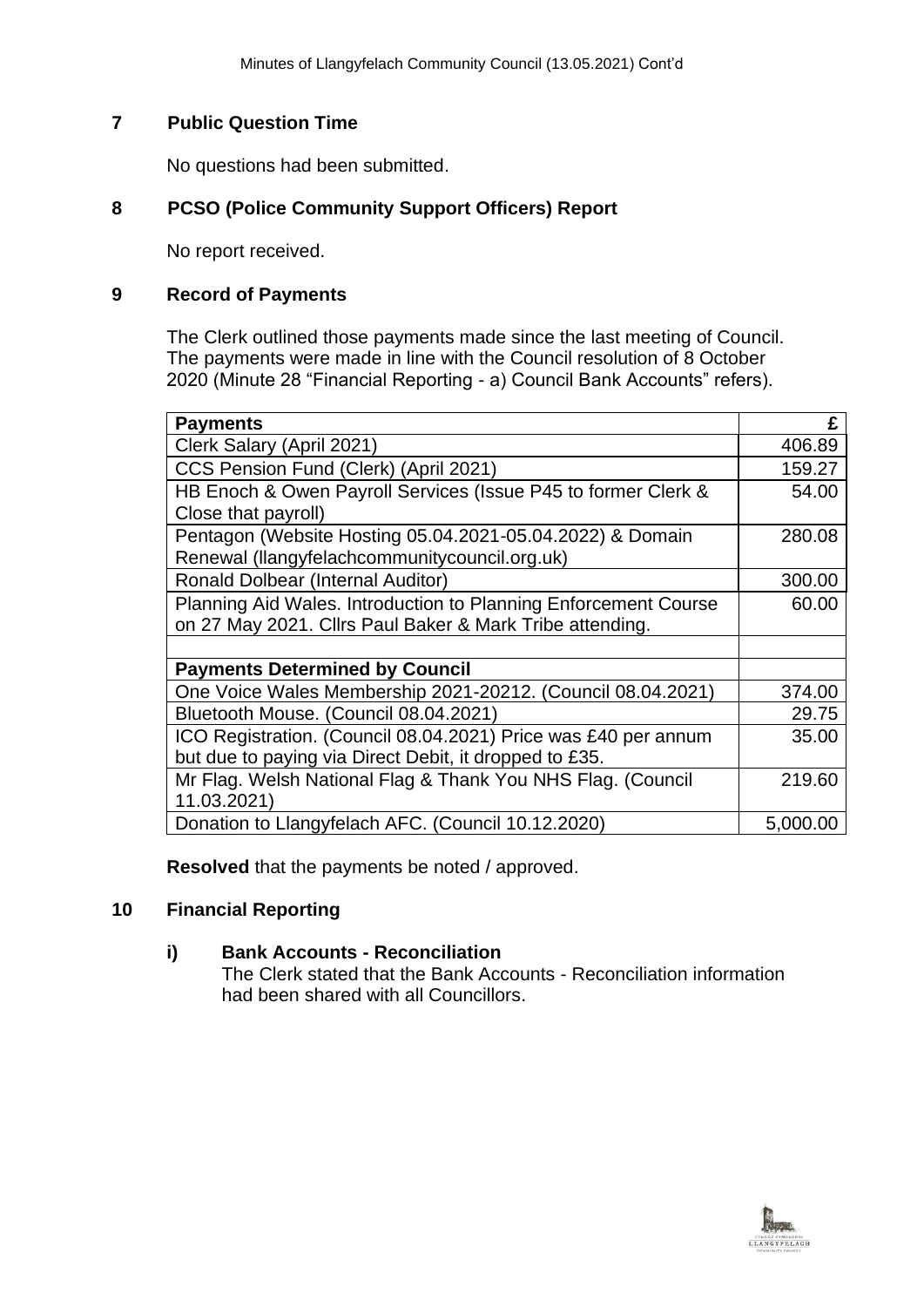## 7 Public Question Time

No questions had been submitted.

## 8 PCSO (Police Community Support Officers) Report

No report received.

## 9 Record of Payments

The Clerk outlined those payments made since the last meeting of Council. The payments were made in line with the Council resolution of 8 October 2020 (Minute 28 "Financial Reporting - a) Council Bank Accounts" refers).

| **Payments** | **£** |
|---|---|
| Clerk Salary (April 2021) | 406.89 |
| CCS Pension Fund (Clerk) (April 2021) | 159.27 |
| HB Enoch & Owen Payroll Services (Issue P45 to former Clerk & Close that payroll) | 54.00 |
| Pentagon (Website Hosting 05.04.2021-05.04.2022) & Domain Renewal (llangyfelachcommunitycouncil.org.uk) | 280.08 |
| Ronald Dolbear (Internal Auditor) | 300.00 |
| Planning Aid Wales. Introduction to Planning Enforcement Course on 27 May 2021. Cllrs Paul Baker & Mark Tribe attending. | 60.00 |
| | |
| **Payments Determined by Council** | |
| One Voice Wales Membership 2021-20212. (Council 08.04.2021) | 374.00 |
| Bluetooth Mouse. (Council 08.04.2021) | 29.75 |
| ICO Registration. (Council 08.04.2021) Price was £40 per annum but due to paying via Direct Debit, it dropped to £35. | 35.00 |
| Mr Flag. Welsh National Flag & Thank You NHS Flag. (Council 11.03.2021) | 219.60 |
| Donation to Llangyfelach AFC. (Council 10.12.2020) | 5,000.00 |

**Resolved** that the payments be noted / approved.

## 10 Financial Reporting

### i) Bank Accounts - Reconciliation

The Clerk stated that the Bank Accounts - Reconciliation information had been shared with all Councillors.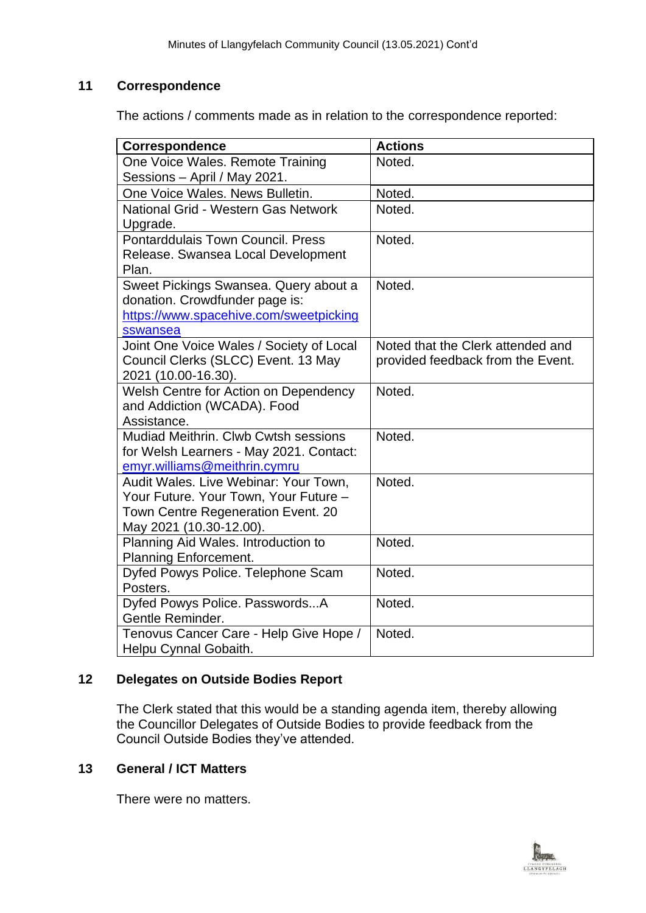## 11 Correspondence

The actions / comments made as in relation to the correspondence reported:

| Correspondence | Actions |
|---|---|
| One Voice Wales. Remote Training Sessions – April / May 2021. | Noted. |
| One Voice Wales. News Bulletin. | Noted. |
| National Grid - Western Gas Network Upgrade. | Noted. |
| Pontarddulais Town Council. Press Release. Swansea Local Development Plan. | Noted. |
| Sweet Pickings Swansea. Query about a donation. Crowdfunder page is: https://www.spacehive.com/sweetpickingsswansea | Noted. |
| Joint One Voice Wales / Society of Local Council Clerks (SLCC) Event. 13 May 2021 (10.00-16.30). | Noted that the Clerk attended and provided feedback from the Event. |
| Welsh Centre for Action on Dependency and Addiction (WCADA). Food Assistance. | Noted. |
| Mudiad Meithrin. Clwb Cwtsh sessions for Welsh Learners - May 2021. Contact: emyr.williams@meithrin.cymru | Noted. |
| Audit Wales. Live Webinar: Your Town, Your Future. Your Town, Your Future – Town Centre Regeneration Event. 20 May 2021 (10.30-12.00). | Noted. |
| Planning Aid Wales. Introduction to Planning Enforcement. | Noted. |
| Dyfed Powys Police. Telephone Scam Posters. | Noted. |
| Dyfed Powys Police. Passwords...A Gentle Reminder. | Noted. |
| Tenovus Cancer Care - Help Give Hope / Helpu Cynnal Gobaith. | Noted. |

## 12 Delegates on Outside Bodies Report

The Clerk stated that this would be a standing agenda item, thereby allowing the Councillor Delegates of Outside Bodies to provide feedback from the Council Outside Bodies they've attended.

## 13 General / ICT Matters

There were no matters.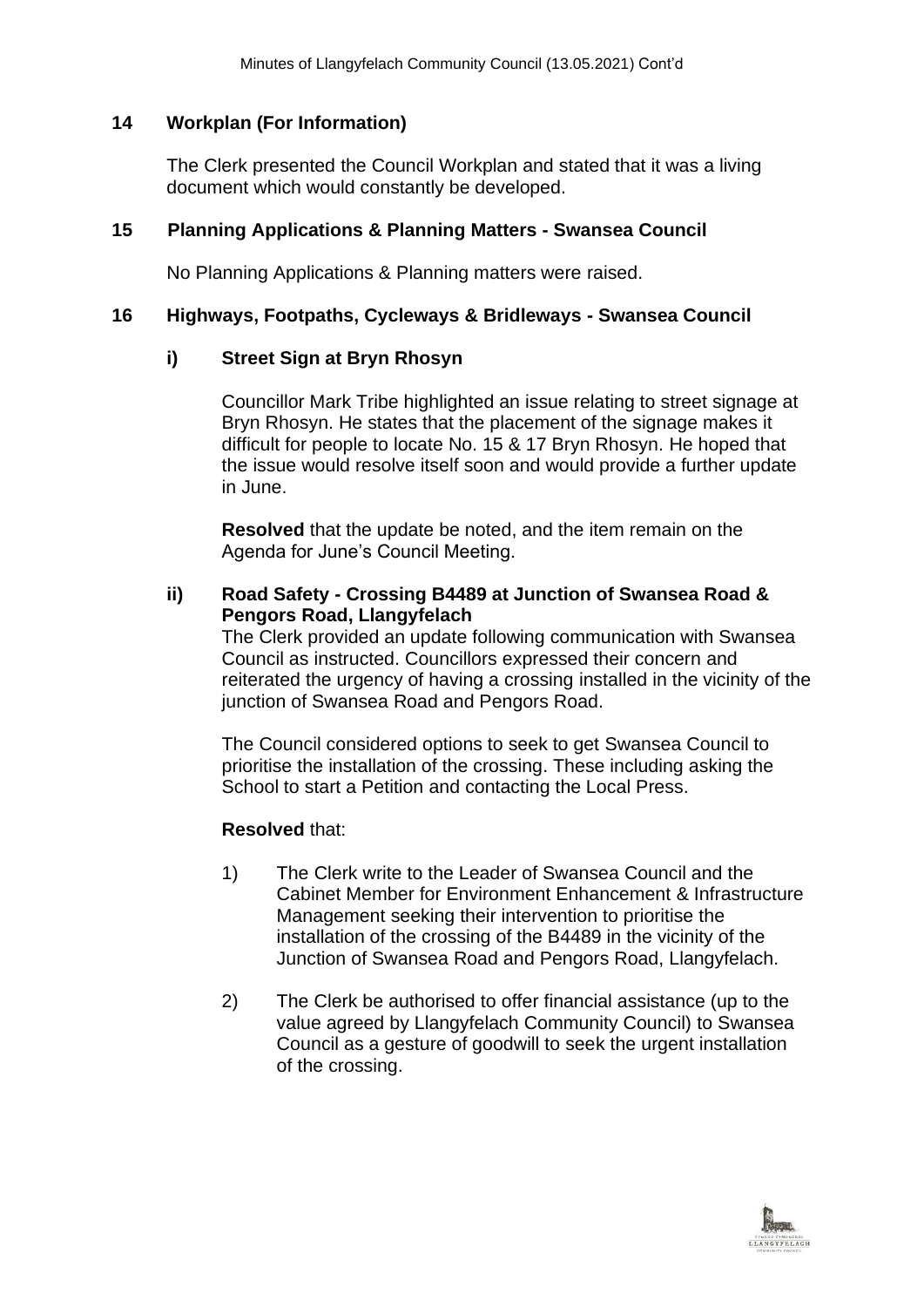## 14 Workplan (For Information)

The Clerk presented the Council Workplan and stated that it was a living document which would constantly be developed.

## 15 Planning Applications & Planning Matters - Swansea Council

No Planning Applications & Planning matters were raised.

## 16 Highways, Footpaths, Cycleways & Bridleways - Swansea Council

### i) Street Sign at Bryn Rhosyn

Councillor Mark Tribe highlighted an issue relating to street signage at Bryn Rhosyn. He states that the placement of the signage makes it difficult for people to locate No. 15 & 17 Bryn Rhosyn. He hoped that the issue would resolve itself soon and would provide a further update in June.

**Resolved** that the update be noted, and the item remain on the Agenda for June's Council Meeting.

### ii) Road Safety - Crossing B4489 at Junction of Swansea Road & Pengors Road, Llangyfelach

The Clerk provided an update following communication with Swansea Council as instructed. Councillors expressed their concern and reiterated the urgency of having a crossing installed in the vicinity of the junction of Swansea Road and Pengors Road.

The Council considered options to seek to get Swansea Council to prioritise the installation of the crossing. These including asking the School to start a Petition and contacting the Local Press.

**Resolved** that:

1) The Clerk write to the Leader of Swansea Council and the Cabinet Member for Environment Enhancement & Infrastructure Management seeking their intervention to prioritise the installation of the crossing of the B4489 in the vicinity of the Junction of Swansea Road and Pengors Road, Llangyfelach.

2) The Clerk be authorised to offer financial assistance (up to the value agreed by Llangyfelach Community Council) to Swansea Council as a gesture of goodwill to seek the urgent installation of the crossing.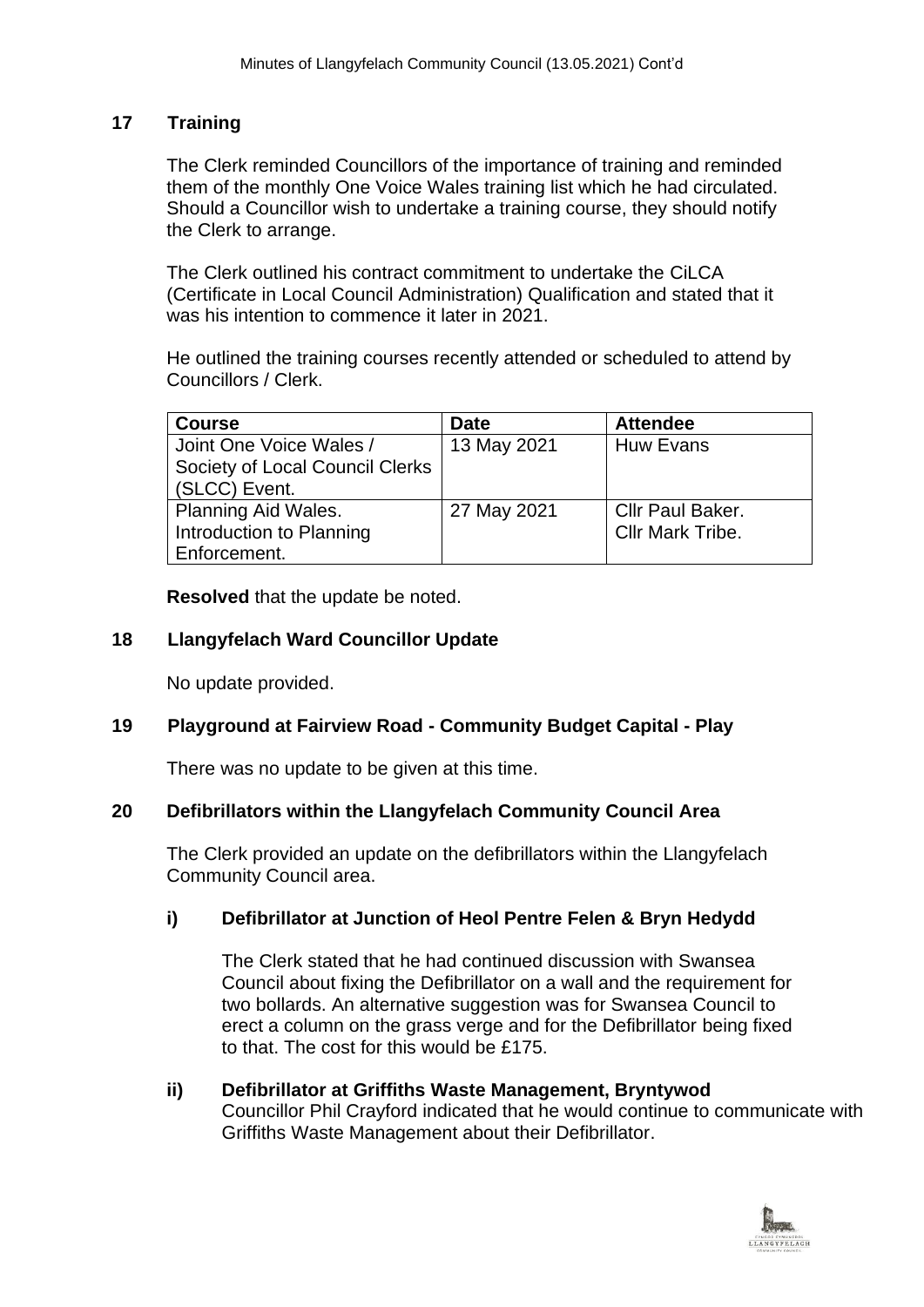## 17 Training

The Clerk reminded Councillors of the importance of training and reminded them of the monthly One Voice Wales training list which he had circulated. Should a Councillor wish to undertake a training course, they should notify the Clerk to arrange.

The Clerk outlined his contract commitment to undertake the CiLCA (Certificate in Local Council Administration) Qualification and stated that it was his intention to commence it later in 2021.

He outlined the training courses recently attended or scheduled to attend by Councillors / Clerk.

| Course | Date | Attendee |
|---|---|---|
| Joint One Voice Wales / Society of Local Council Clerks (SLCC) Event. | 13 May 2021 | Huw Evans |
| Planning Aid Wales. Introduction to Planning Enforcement. | 27 May 2021 | Cllr Paul Baker. Cllr Mark Tribe. |

**Resolved** that the update be noted.

## 18 Llangyfelach Ward Councillor Update

No update provided.

## 19 Playground at Fairview Road - Community Budget Capital - Play

There was no update to be given at this time.

## 20 Defibrillators within the Llangyfelach Community Council Area

The Clerk provided an update on the defibrillators within the Llangyfelach Community Council area.

### i) Defibrillator at Junction of Heol Pentre Felen & Bryn Hedydd

The Clerk stated that he had continued discussion with Swansea Council about fixing the Defibrillator on a wall and the requirement for two bollards. An alternative suggestion was for Swansea Council to erect a column on the grass verge and for the Defibrillator being fixed to that. The cost for this would be £175.

### ii) Defibrillator at Griffiths Waste Management, Bryntywod

Councillor Phil Crayford indicated that he would continue to communicate with Griffiths Waste Management about their Defibrillator.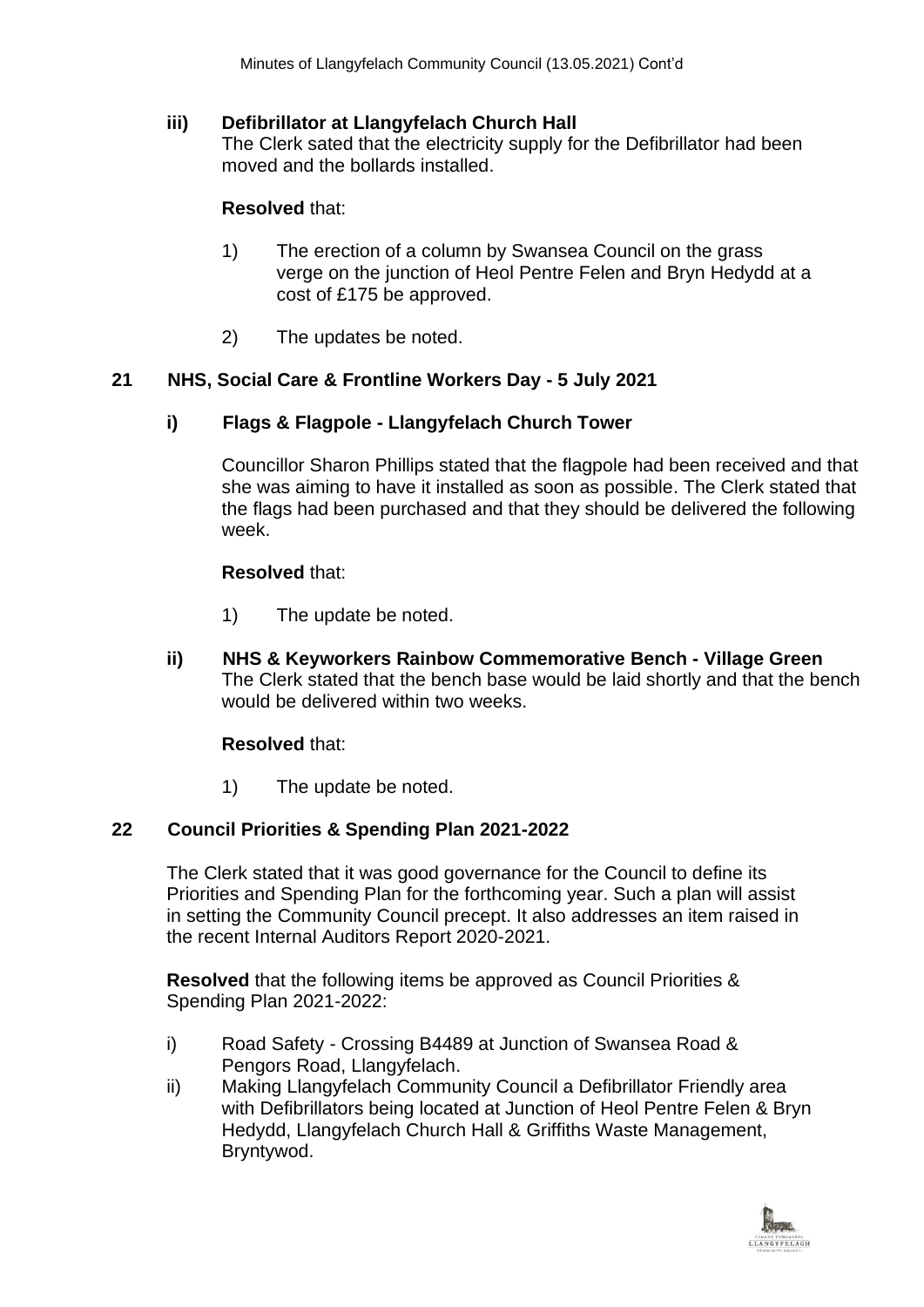**iii) Defibrillator at Llangyfelach Church Hall**

The Clerk sated that the electricity supply for the Defibrillator had been moved and the bollards installed.

**Resolved** that:

1) The erection of a column by Swansea Council on the grass verge on the junction of Heol Pentre Felen and Bryn Hedydd at a cost of £175 be approved.

2) The updates be noted.

## 21 NHS, Social Care & Frontline Workers Day - 5 July 2021

**i) Flags & Flagpole - Llangyfelach Church Tower**

Councillor Sharon Phillips stated that the flagpole had been received and that she was aiming to have it installed as soon as possible. The Clerk stated that the flags had been purchased and that they should be delivered the following week.

**Resolved** that:

1) The update be noted.

**ii) NHS & Keyworkers Rainbow Commemorative Bench - Village Green**

The Clerk stated that the bench base would be laid shortly and that the bench would be delivered within two weeks.

**Resolved** that:

1) The update be noted.

## 22 Council Priorities & Spending Plan 2021-2022

The Clerk stated that it was good governance for the Council to define its Priorities and Spending Plan for the forthcoming year. Such a plan will assist in setting the Community Council precept. It also addresses an item raised in the recent Internal Auditors Report 2020-2021.

**Resolved** that the following items be approved as Council Priorities & Spending Plan 2021-2022:

i) Road Safety - Crossing B4489 at Junction of Swansea Road & Pengors Road, Llangyfelach.

ii) Making Llangyfelach Community Council a Defibrillator Friendly area with Defibrillators being located at Junction of Heol Pentre Felen & Bryn Hedydd, Llangyfelach Church Hall & Griffiths Waste Management, Bryntywod.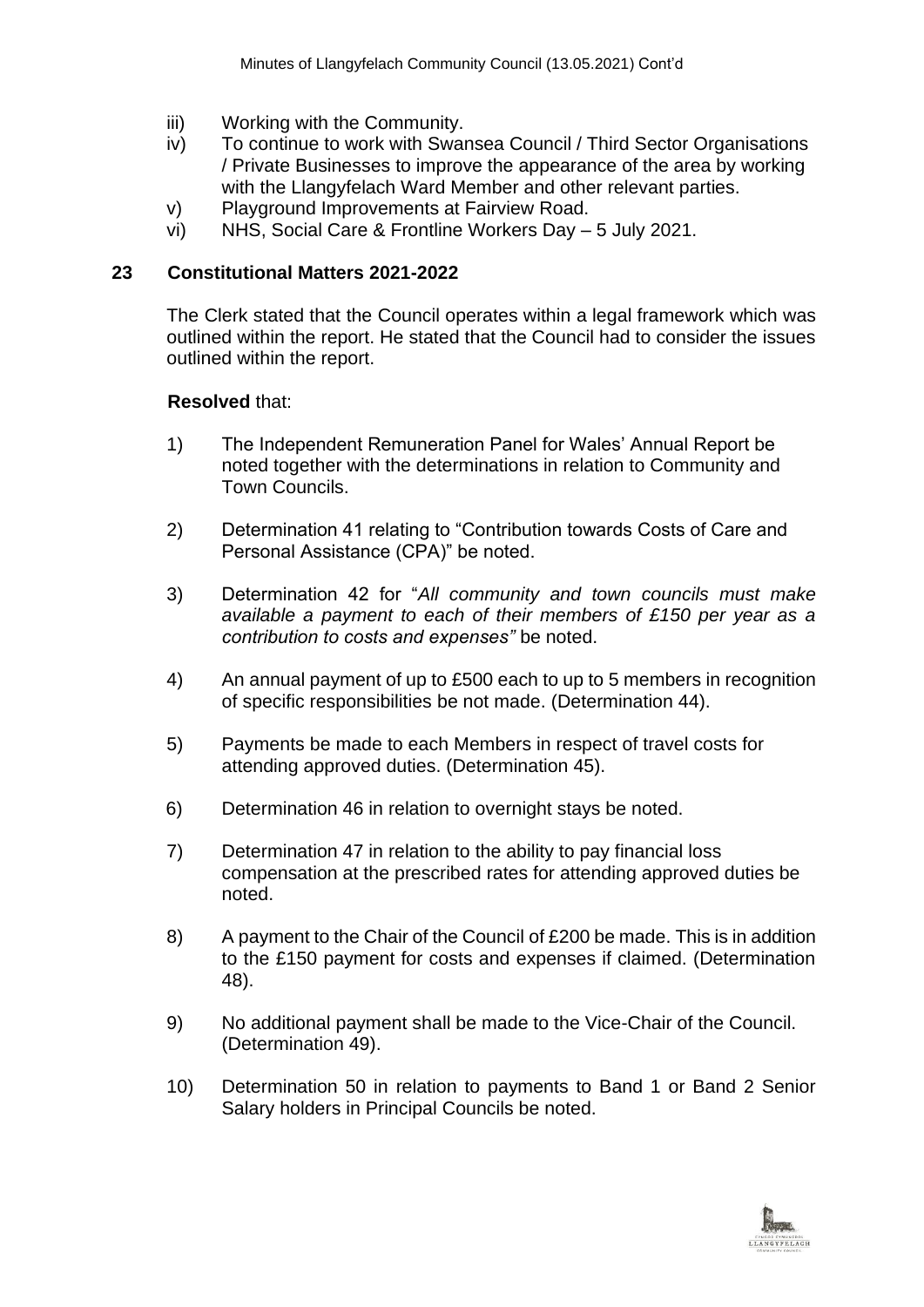iii) Working with the Community.

iv) To continue to work with Swansea Council / Third Sector Organisations / Private Businesses to improve the appearance of the area by working with the Llangyfelach Ward Member and other relevant parties.

v) Playground Improvements at Fairview Road.

vi) NHS, Social Care & Frontline Workers Day – 5 July 2021.

## 23 Constitutional Matters 2021-2022

The Clerk stated that the Council operates within a legal framework which was outlined within the report. He stated that the Council had to consider the issues outlined within the report.

**Resolved** that:

1) The Independent Remuneration Panel for Wales' Annual Report be noted together with the determinations in relation to Community and Town Councils.

2) Determination 41 relating to "Contribution towards Costs of Care and Personal Assistance (CPA)" be noted.

3) Determination 42 for "*All community and town councils must make available a payment to each of their members of £150 per year as a contribution to costs and expenses"* be noted.

4) An annual payment of up to £500 each to up to 5 members in recognition of specific responsibilities be not made. (Determination 44).

5) Payments be made to each Members in respect of travel costs for attending approved duties. (Determination 45).

6) Determination 46 in relation to overnight stays be noted.

7) Determination 47 in relation to the ability to pay financial loss compensation at the prescribed rates for attending approved duties be noted.

8) A payment to the Chair of the Council of £200 be made. This is in addition to the £150 payment for costs and expenses if claimed. (Determination 48).

9) No additional payment shall be made to the Vice-Chair of the Council. (Determination 49).

10) Determination 50 in relation to payments to Band 1 or Band 2 Senior Salary holders in Principal Councils be noted.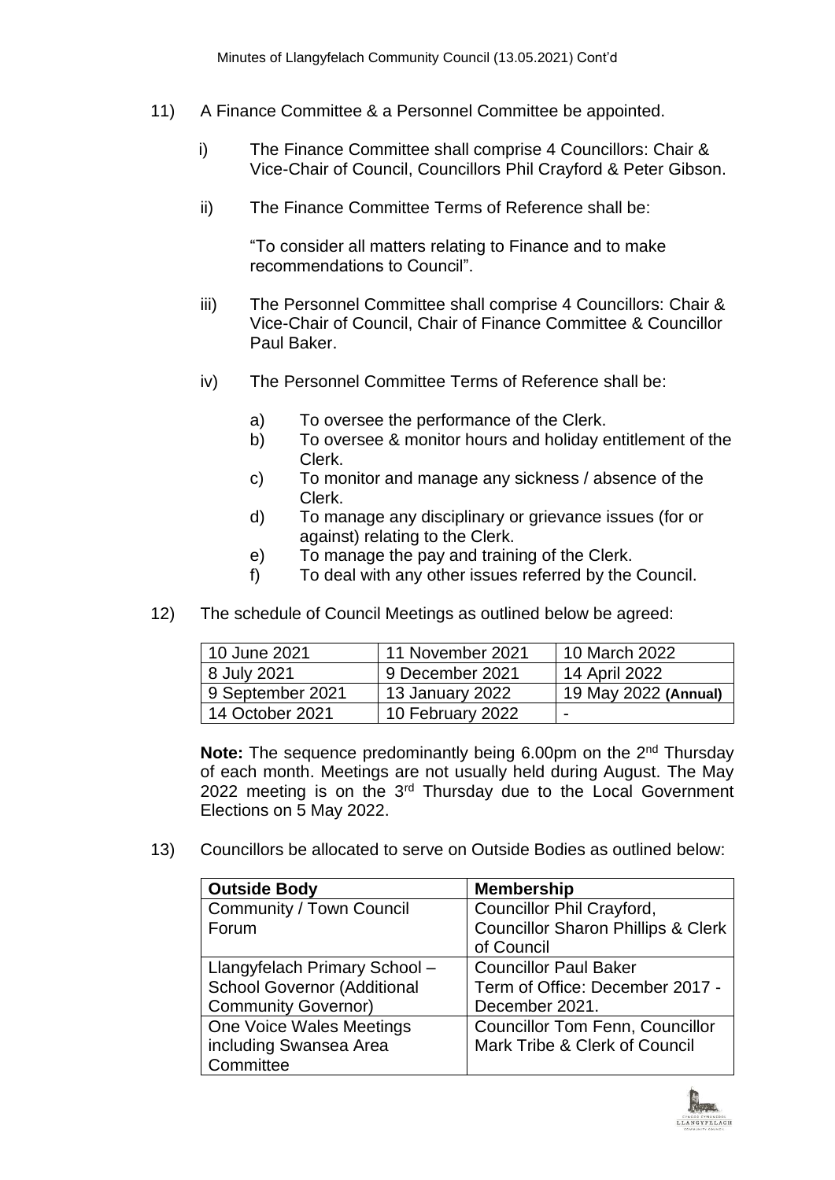11) A Finance Committee & a Personnel Committee be appointed.

   i) The Finance Committee shall comprise 4 Councillors: Chair & Vice-Chair of Council, Councillors Phil Crayford & Peter Gibson.

   ii) The Finance Committee Terms of Reference shall be:

      "To consider all matters relating to Finance and to make recommendations to Council".

   iii) The Personnel Committee shall comprise 4 Councillors: Chair & Vice-Chair of Council, Chair of Finance Committee & Councillor Paul Baker.

   iv) The Personnel Committee Terms of Reference shall be:

      a) To oversee the performance of the Clerk.
      b) To oversee & monitor hours and holiday entitlement of the Clerk.
      c) To monitor and manage any sickness / absence of the Clerk.
      d) To manage any disciplinary or grievance issues (for or against) relating to the Clerk.
      e) To manage the pay and training of the Clerk.
      f) To deal with any other issues referred by the Council.

12) The schedule of Council Meetings as outlined below be agreed:

| 10 June 2021 | 11 November 2021 | 10 March 2022 |
|---|---|---|
| 8 July 2021 | 9 December 2021 | 14 April 2022 |
| 9 September 2021 | 13 January 2022 | 19 May 2022 **(Annual)** |
| 14 October 2021 | 10 February 2022 | - |

**Note:** The sequence predominantly being 6.00pm on the 2nd Thursday of each month. Meetings are not usually held during August. The May 2022 meeting is on the 3rd Thursday due to the Local Government Elections on 5 May 2022.

13) Councillors be allocated to serve on Outside Bodies as outlined below:

| **Outside Body** | **Membership** |
|---|---|
| Community / Town Council Forum | Councillor Phil Crayford, Councillor Sharon Phillips & Clerk of Council |
| Llangyfelach Primary School – School Governor (Additional Community Governor) | Councillor Paul Baker Term of Office: December 2017 - December 2021. |
| One Voice Wales Meetings including Swansea Area Committee | Councillor Tom Fenn, Councillor Mark Tribe & Clerk of Council |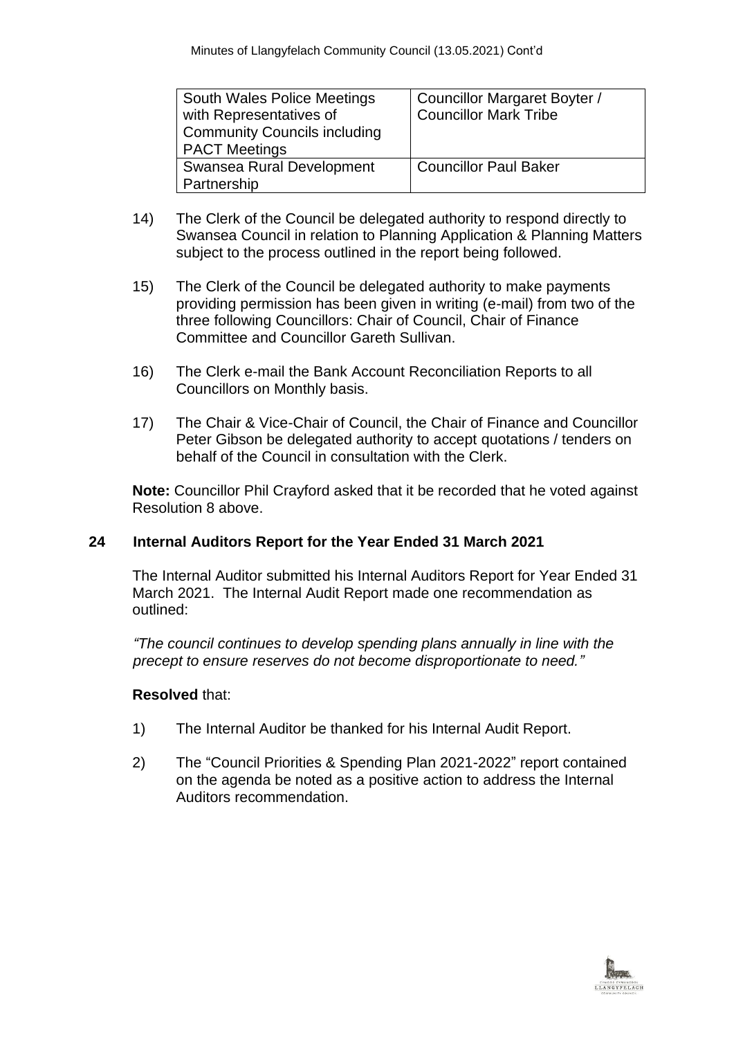| South Wales Police Meetings with Representatives of Community Councils including PACT Meetings | Councillor Margaret Boyter / Councillor Mark Tribe |
|---|---|
| Swansea Rural Development Partnership | Councillor Paul Baker |

14) The Clerk of the Council be delegated authority to respond directly to Swansea Council in relation to Planning Application & Planning Matters subject to the process outlined in the report being followed.

15) The Clerk of the Council be delegated authority to make payments providing permission has been given in writing (e-mail) from two of the three following Councillors: Chair of Council, Chair of Finance Committee and Councillor Gareth Sullivan.

16) The Clerk e-mail the Bank Account Reconciliation Reports to all Councillors on Monthly basis.

17) The Chair & Vice-Chair of Council, the Chair of Finance and Councillor Peter Gibson be delegated authority to accept quotations / tenders on behalf of the Council in consultation with the Clerk.

**Note:** Councillor Phil Crayford asked that it be recorded that he voted against Resolution 8 above.

## 24 Internal Auditors Report for the Year Ended 31 March 2021

The Internal Auditor submitted his Internal Auditors Report for Year Ended 31 March 2021. The Internal Audit Report made one recommendation as outlined:

*"The council continues to develop spending plans annually in line with the precept to ensure reserves do not become disproportionate to need."*

**Resolved** that:

1) The Internal Auditor be thanked for his Internal Audit Report.

2) The "Council Priorities & Spending Plan 2021-2022" report contained on the agenda be noted as a positive action to address the Internal Auditors recommendation.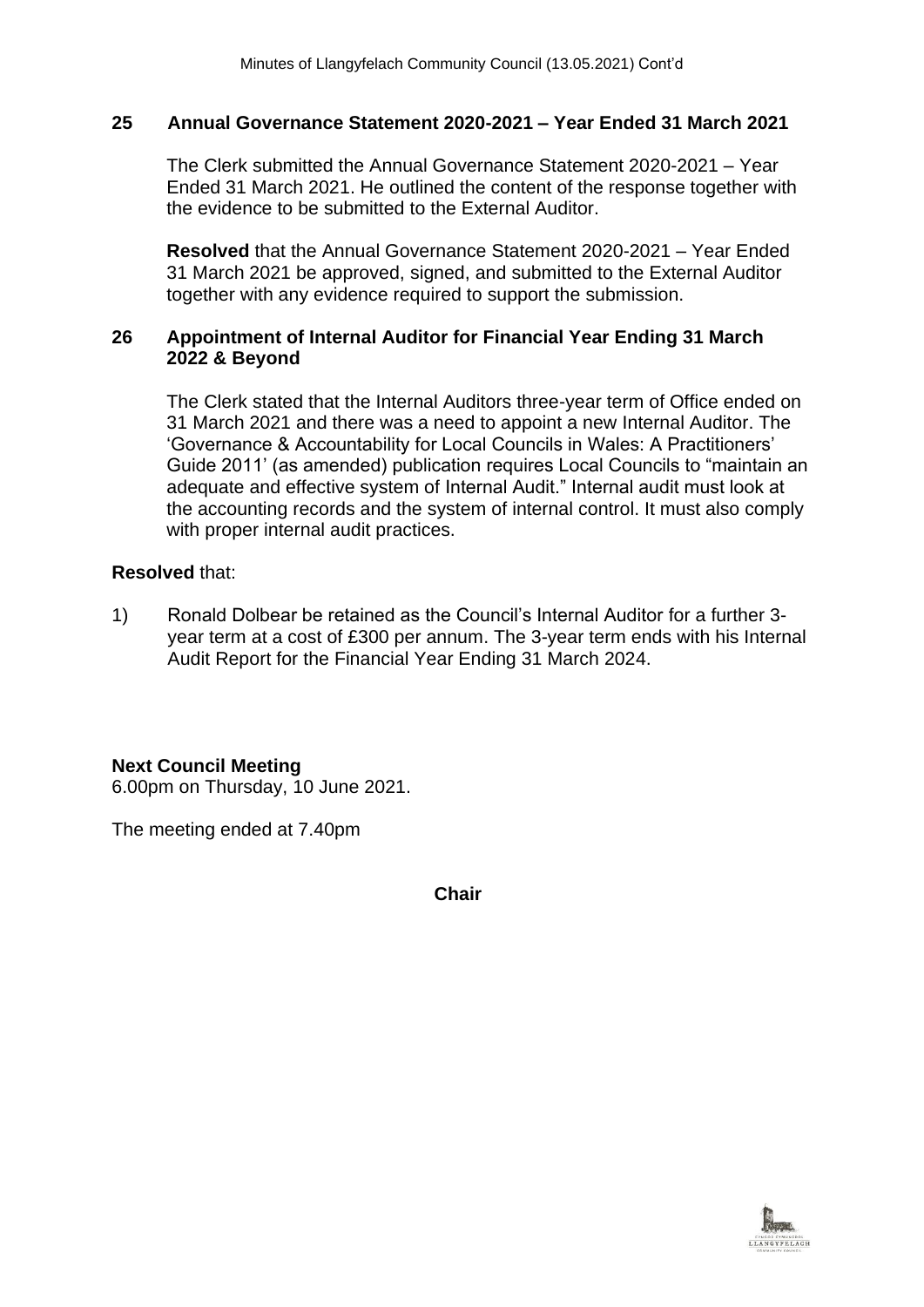## 25 Annual Governance Statement 2020-2021 – Year Ended 31 March 2021

The Clerk submitted the Annual Governance Statement 2020-2021 – Year Ended 31 March 2021. He outlined the content of the response together with the evidence to be submitted to the External Auditor.

**Resolved** that the Annual Governance Statement 2020-2021 – Year Ended 31 March 2021 be approved, signed, and submitted to the External Auditor together with any evidence required to support the submission.

## 26 Appointment of Internal Auditor for Financial Year Ending 31 March 2022 & Beyond

The Clerk stated that the Internal Auditors three-year term of Office ended on 31 March 2021 and there was a need to appoint a new Internal Auditor. The 'Governance & Accountability for Local Councils in Wales: A Practitioners' Guide 2011' (as amended) publication requires Local Councils to "maintain an adequate and effective system of Internal Audit." Internal audit must look at the accounting records and the system of internal control. It must also comply with proper internal audit practices.

**Resolved** that:

1) Ronald Dolbear be retained as the Council's Internal Auditor for a further 3-year term at a cost of £300 per annum. The 3-year term ends with his Internal Audit Report for the Financial Year Ending 31 March 2024.

**Next Council Meeting**
6.00pm on Thursday, 10 June 2021.

The meeting ended at 7.40pm

**Chair**